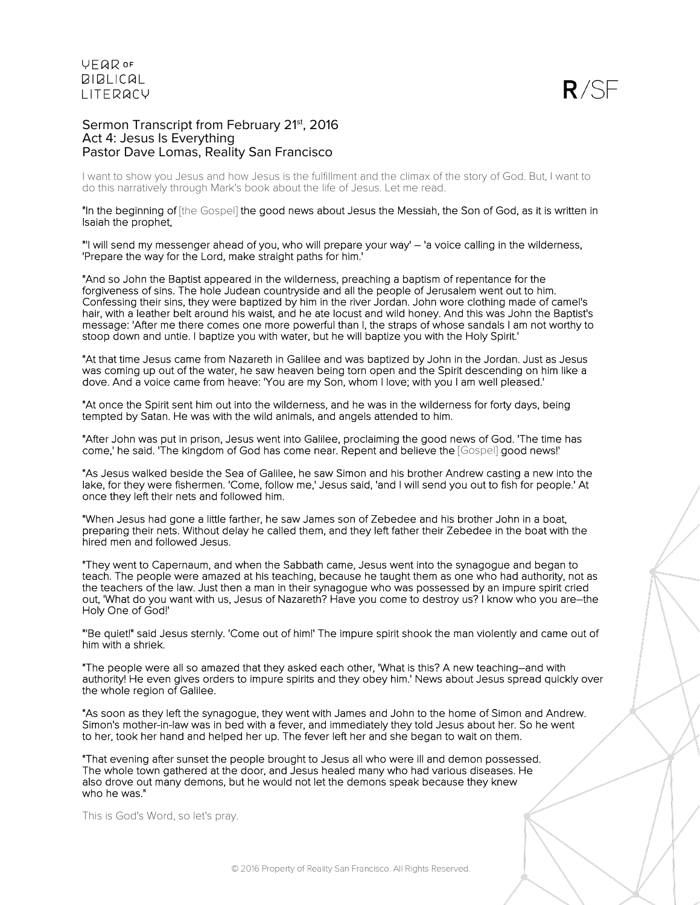YEAR OF BIBLICAL LITERACY

R/SF

## Sermon Transcript from February 21st, 2016
## Act 4: Jesus Is Everything
## Pastor Dave Lomas, Reality San Francisco

I want to show you Jesus and how Jesus is the fulfillment and the climax of the story of God. But, I want to do this narratively through Mark's book about the life of Jesus. Let me read.

"In the beginning of [the Gospel] the good news about Jesus the Messiah, the Son of God, as it is written in Isaiah the prophet,

"'I will send my messenger ahead of you, who will prepare your way' – 'a voice calling in the wilderness, 'Prepare the way for the Lord, make straight paths for him.'

"And so John the Baptist appeared in the wilderness, preaching a baptism of repentance for the forgiveness of sins. The hole Judean countryside and all the people of Jerusalem went out to him. Confessing their sins, they were baptized by him in the river Jordan. John wore clothing made of camel's hair, with a leather belt around his waist, and he ate locust and wild honey. And this was John the Baptist's message: 'After me there comes one more powerful than I, the straps of whose sandals I am not worthy to stoop down and untie. I baptize you with water, but he will baptize you with the Holy Spirit.'

"At that time Jesus came from Nazareth in Galilee and was baptized by John in the Jordan. Just as Jesus was coming up out of the water, he saw heaven being torn open and the Spirit descending on him like a dove. And a voice came from heave: 'You are my Son, whom I love; with you I am well pleased.'

"At once the Spirit sent him out into the wilderness, and he was in the wilderness for forty days, being tempted by Satan. He was with the wild animals, and angels attended to him.

"After John was put in prison, Jesus went into Galilee, proclaiming the good news of God. 'The time has come,' he said. 'The kingdom of God has come near. Repent and believe the [Gospel] good news!'

"As Jesus walked beside the Sea of Galilee, he saw Simon and his brother Andrew casting a new into the lake, for they were fishermen. 'Come, follow me,' Jesus said, 'and I will send you out to fish for people.' At once they left their nets and followed him.

"When Jesus had gone a little farther, he saw James son of Zebedee and his brother John in a boat, preparing their nets. Without delay he called them, and they left father their Zebedee in the boat with the hired men and followed Jesus.

"They went to Capernaum, and when the Sabbath came, Jesus went into the synagogue and began to teach. The people were amazed at his teaching, because he taught them as one who had authority, not as the teachers of the law. Just then a man in their synagogue who was possessed by an impure spirit cried out, 'What do you want with us, Jesus of Nazareth? Have you come to destroy us? I know who you are–the Holy One of God!'

"'Be quiet!" said Jesus sternly. 'Come out of him!' The impure spirit shook the man violently and came out of him with a shriek.

"The people were all so amazed that they asked each other, 'What is this? A new teaching–and with authority! He even gives orders to impure spirits and they obey him.' News about Jesus spread quickly over the whole region of Galilee.

"As soon as they left the synagogue, they went with James and John to the home of Simon and Andrew. Simon's mother-in-law was in bed with a fever, and immediately they told Jesus about her. So he went to her, took her hand and helped her up. The fever left her and she began to wait on them.

"That evening after sunset the people brought to Jesus all who were ill and demon possessed. The whole town gathered at the door, and Jesus healed many who had various diseases. He also drove out many demons, but he would not let the demons speak because they knew who he was."

This is God's Word, so let's pray.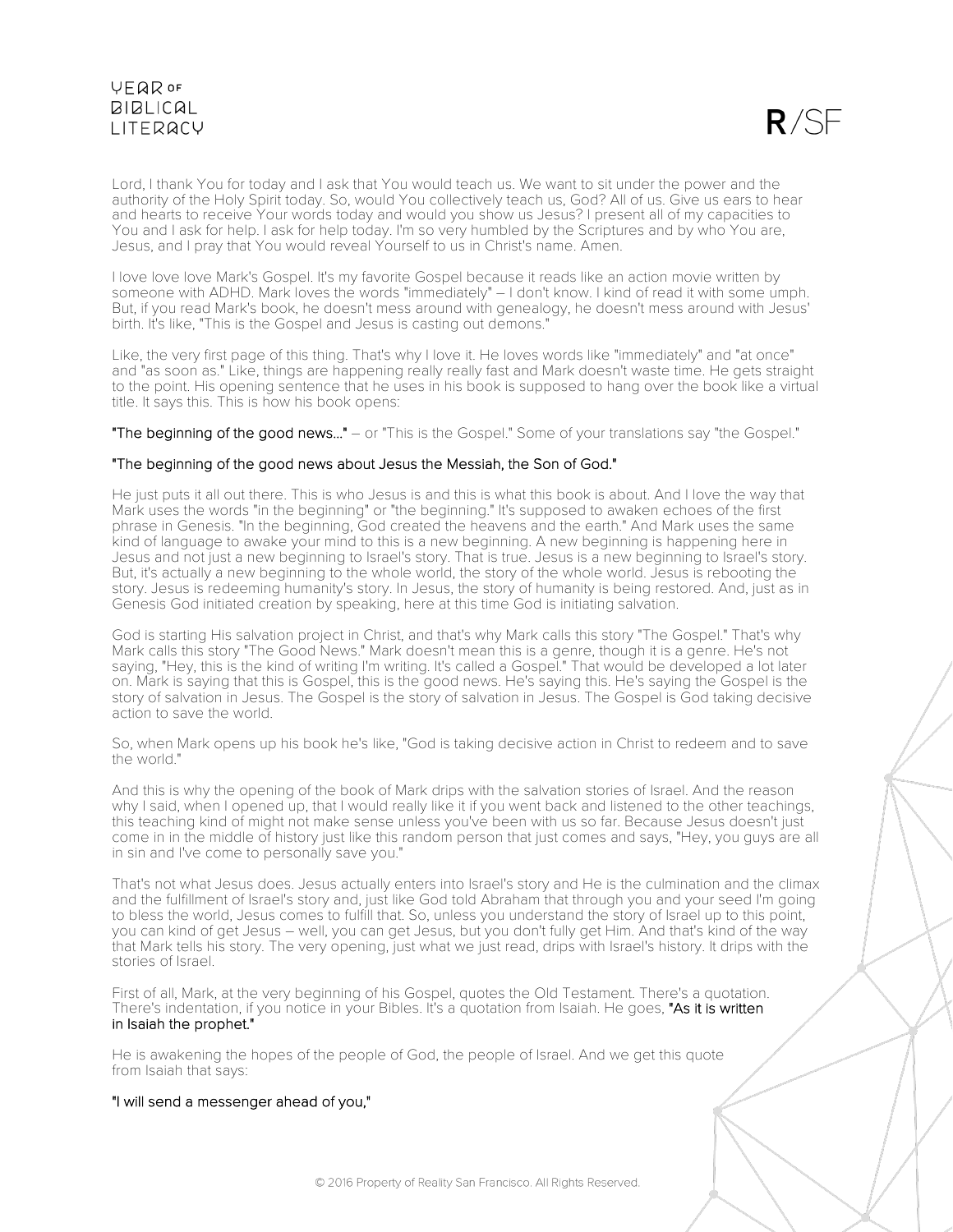Lord, I thank You for today and I ask that You would teach us. We want to sit under the power and the authority of the Holy Spirit today. So, would You collectively teach us, God? All of us. Give us ears to hear and hearts to receive Your words today and would you show us Jesus? I present all of my capacities to You and I ask for help. I ask for help today. I'm so very humbled by the Scriptures and by who You are, Jesus, and I pray that You would reveal Yourself to us in Christ's name. Amen.

I love love love Mark's Gospel. It's my favorite Gospel because it reads like an action movie written by someone with ADHD. Mark loves the words "immediately" – I don't know. I kind of read it with some umph. But, if you read Mark's book, he doesn't mess around with genealogy, he doesn't mess around with Jesus' birth. It's like, "This is the Gospel and Jesus is casting out demons."

Like, the very first page of this thing. That's why I love it. He loves words like "immediately" and "at once" and "as soon as." Like, things are happening really really fast and Mark doesn't waste time. He gets straight to the point. His opening sentence that he uses in his book is supposed to hang over the book like a virtual title. It says this. This is how his book opens:

**"The beginning of the good news…"** – or "This is the Gospel." Some of your translations say "the Gospel."

**"The beginning of the good news about Jesus the Messiah, the Son of God."**

He just puts it all out there. This is who Jesus is and this is what this book is about. And I love the way that Mark uses the words "in the beginning" or "the beginning." It's supposed to awaken echoes of the first phrase in Genesis. "In the beginning, God created the heavens and the earth." And Mark uses the same kind of language to awake your mind to this is a new beginning. A new beginning is happening here in Jesus and not just a new beginning to Israel's story. That is true. Jesus is a new beginning to Israel's story. But, it's actually a new beginning to the whole world, the story of the whole world. Jesus is rebooting the story. Jesus is redeeming humanity's story. In Jesus, the story of humanity is being restored. And, just as in Genesis God initiated creation by speaking, here at this time God is initiating salvation.

God is starting His salvation project in Christ, and that's why Mark calls this story "The Gospel." That's why Mark calls this story "The Good News." Mark doesn't mean this is a genre, though it is a genre. He's not saying, "Hey, this is the kind of writing I'm writing. It's called a Gospel." That would be developed a lot later on. Mark is saying that this is Gospel, this is the good news. He's saying this. He's saying the Gospel is the story of salvation in Jesus. The Gospel is the story of salvation in Jesus. The Gospel is God taking decisive action to save the world.

So, when Mark opens up his book he's like, "God is taking decisive action in Christ to redeem and to save the world."

And this is why the opening of the book of Mark drips with the salvation stories of Israel. And the reason why I said, when I opened up, that I would really like it if you went back and listened to the other teachings, this teaching kind of might not make sense unless you've been with us so far. Because Jesus doesn't just come in in the middle of history just like this random person that just comes and says, "Hey, you guys are all in sin and I've come to personally save you."

That's not what Jesus does. Jesus actually enters into Israel's story and He is the culmination and the climax and the fulfillment of Israel's story and, just like God told Abraham that through you and your seed I'm going to bless the world, Jesus comes to fulfill that. So, unless you understand the story of Israel up to this point, you can kind of get Jesus – well, you can get Jesus, but you don't fully get Him. And that's kind of the way that Mark tells his story. The very opening, just what we just read, drips with Israel's history. It drips with the stories of Israel.

First of all, Mark, at the very beginning of his Gospel, quotes the Old Testament. There's a quotation. There's indentation, if you notice in your Bibles. It's a quotation from Isaiah. He goes, **"As it is written in Isaiah the prophet."**

He is awakening the hopes of the people of God, the people of Israel. And we get this quote from Isaiah that says:

**"I will send a messenger ahead of you,"**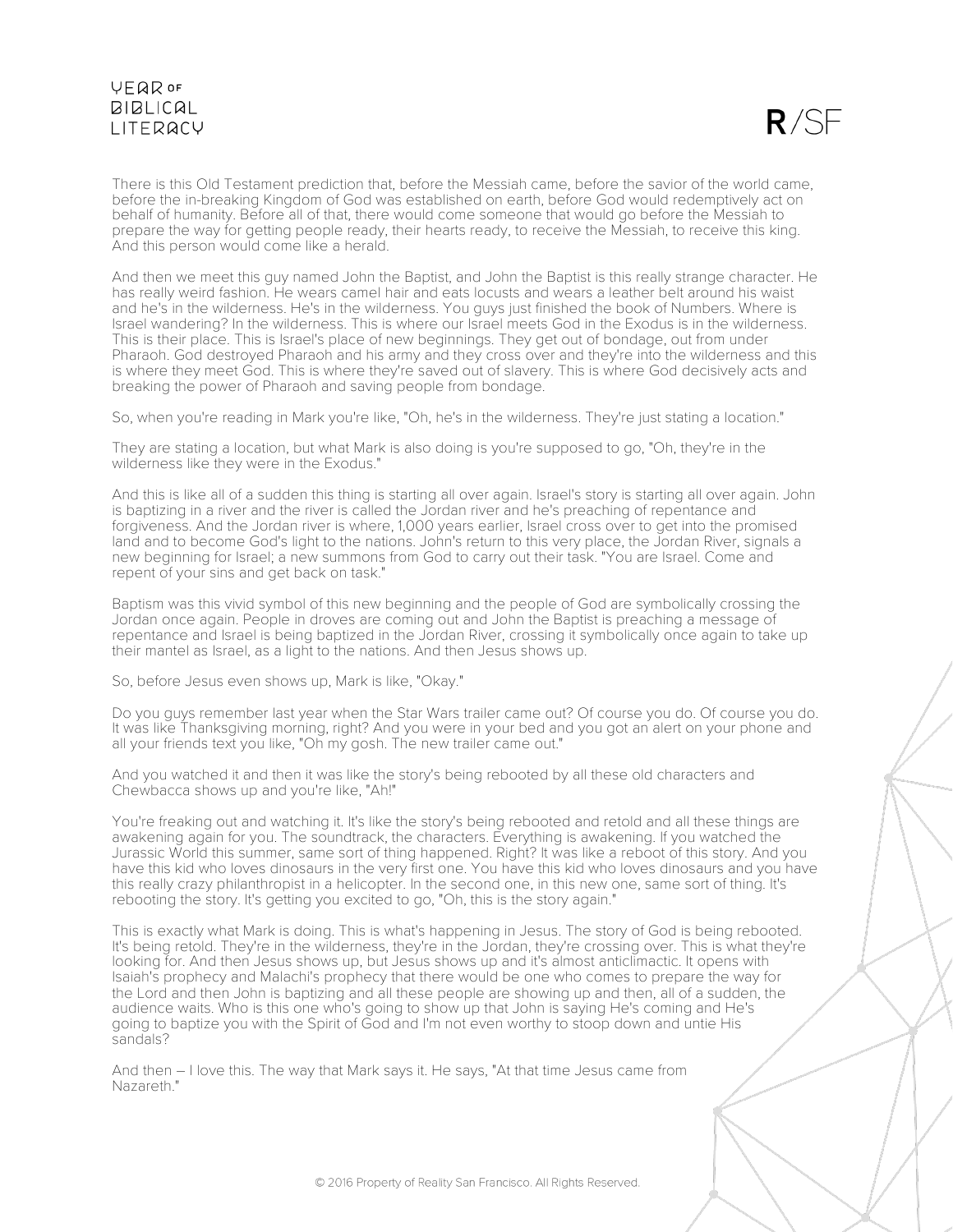There is this Old Testament prediction that, before the Messiah came, before the savior of the world came, before the in-breaking Kingdom of God was established on earth, before God would redemptively act on behalf of humanity. Before all of that, there would come someone that would go before the Messiah to prepare the way for getting people ready, their hearts ready, to receive the Messiah, to receive this king. And this person would come like a herald.

And then we meet this guy named John the Baptist, and John the Baptist is this really strange character. He has really weird fashion. He wears camel hair and eats locusts and wears a leather belt around his waist and he's in the wilderness. He's in the wilderness. You guys just finished the book of Numbers. Where is Israel wandering? In the wilderness. This is where our Israel meets God in the Exodus is in the wilderness. This is their place. This is Israel's place of new beginnings. They get out of bondage, out from under Pharaoh. God destroyed Pharaoh and his army and they cross over and they're into the wilderness and this is where they meet God. This is where they're saved out of slavery. This is where God decisively acts and breaking the power of Pharaoh and saving people from bondage.

So, when you're reading in Mark you're like, "Oh, he's in the wilderness. They're just stating a location."

They are stating a location, but what Mark is also doing is you're supposed to go, "Oh, they're in the wilderness like they were in the Exodus."

And this is like all of a sudden this thing is starting all over again. Israel's story is starting all over again. John is baptizing in a river and the river is called the Jordan river and he's preaching of repentance and forgiveness. And the Jordan river is where, 1,000 years earlier, Israel cross over to get into the promised land and to become God's light to the nations. John's return to this very place, the Jordan River, signals a new beginning for Israel; a new summons from God to carry out their task. "You are Israel. Come and repent of your sins and get back on task."

Baptism was this vivid symbol of this new beginning and the people of God are symbolically crossing the Jordan once again. People in droves are coming out and John the Baptist is preaching a message of repentance and Israel is being baptized in the Jordan River, crossing it symbolically once again to take up their mantel as Israel, as a light to the nations. And then Jesus shows up.

So, before Jesus even shows up, Mark is like, "Okay."

Do you guys remember last year when the Star Wars trailer came out? Of course you do. Of course you do. It was like Thanksgiving morning, right? And you were in your bed and you got an alert on your phone and all your friends text you like, "Oh my gosh. The new trailer came out."

And you watched it and then it was like the story's being rebooted by all these old characters and Chewbacca shows up and you're like, "Ah!"

You're freaking out and watching it. It's like the story's being rebooted and retold and all these things are awakening again for you. The soundtrack, the characters. Everything is awakening. If you watched the Jurassic World this summer, same sort of thing happened. Right? It was like a reboot of this story. And you have this kid who loves dinosaurs in the very first one. You have this kid who loves dinosaurs and you have this really crazy philanthropist in a helicopter. In the second one, in this new one, same sort of thing. It's rebooting the story. It's getting you excited to go, "Oh, this is the story again."

This is exactly what Mark is doing. This is what's happening in Jesus. The story of God is being rebooted. It's being retold. They're in the wilderness, they're in the Jordan, they're crossing over. This is what they're looking for. And then Jesus shows up, but Jesus shows up and it's almost anticlimactic. It opens with Isaiah's prophecy and Malachi's prophecy that there would be one who comes to prepare the way for the Lord and then John is baptizing and all these people are showing up and then, all of a sudden, the audience waits. Who is this one who's going to show up that John is saying He's coming and He's going to baptize you with the Spirit of God and I'm not even worthy to stoop down and untie His sandals?

And then – I love this. The way that Mark says it. He says, "At that time Jesus came from Nazareth."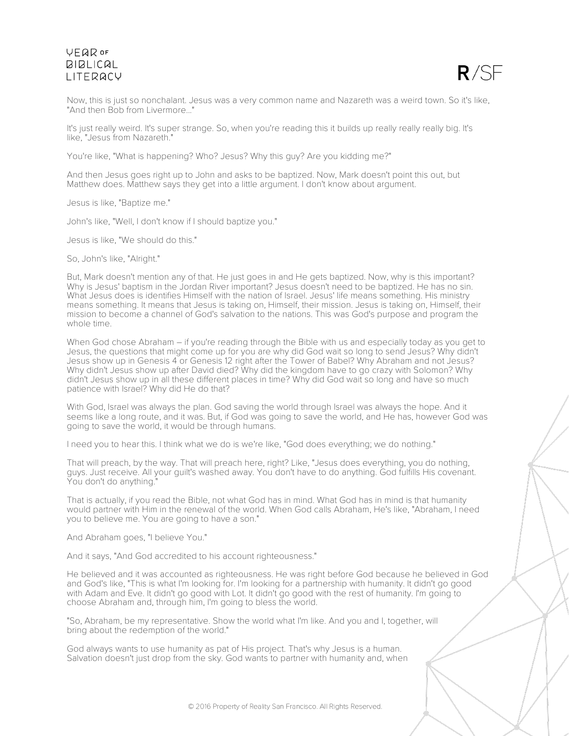Now, this is just so nonchalant. Jesus was a very common name and Nazareth was a weird town. So it's like, "And then Bob from Livermore..."

It's just really weird. It's super strange. So, when you're reading this it builds up really really really big. It's like, "Jesus from Nazareth."

You're like, "What is happening? Who? Jesus? Why this guy? Are you kidding me?"

And then Jesus goes right up to John and asks to be baptized. Now, Mark doesn't point this out, but Matthew does. Matthew says they get into a little argument. I don't know about argument.

Jesus is like, "Baptize me."

John's like, "Well, I don't know if I should baptize you."

Jesus is like, "We should do this."

So, John's like, "Alright."

But, Mark doesn't mention any of that. He just goes in and He gets baptized. Now, why is this important? Why is Jesus' baptism in the Jordan River important? Jesus doesn't need to be baptized. He has no sin. What Jesus does is identifies Himself with the nation of Israel. Jesus' life means something. His ministry means something. It means that Jesus is taking on, Himself, their mission. Jesus is taking on, Himself, their mission to become a channel of God's salvation to the nations. This was God's purpose and program the whole time.

When God chose Abraham – if you're reading through the Bible with us and especially today as you get to Jesus, the questions that might come up for you are why did God wait so long to send Jesus? Why didn't Jesus show up in Genesis 4 or Genesis 12 right after the Tower of Babel? Why Abraham and not Jesus? Why didn't Jesus show up after David died? Why did the kingdom have to go crazy with Solomon? Why didn't Jesus show up in all these different places in time? Why did God wait so long and have so much patience with Israel? Why did He do that?

With God, Israel was always the plan. God saving the world through Israel was always the hope. And it seems like a long route, and it was. But, if God was going to save the world, and He has, however God was going to save the world, it would be through humans.

I need you to hear this. I think what we do is we're like, "God does everything; we do nothing."

That will preach, by the way. That will preach here, right? Like, "Jesus does everything, you do nothing, guys. Just receive. All your guilt's washed away. You don't have to do anything. God fulfills His covenant. You don't do anything."

That is actually, if you read the Bible, not what God has in mind. What God has in mind is that humanity would partner with Him in the renewal of the world. When God calls Abraham, He's like, "Abraham, I need you to believe me. You are going to have a son."

And Abraham goes, "I believe You."

And it says, "And God accredited to his account righteousness."

He believed and it was accounted as righteousness. He was right before God because he believed in God and God's like, "This is what I'm looking for. I'm looking for a partnership with humanity. It didn't go good with Adam and Eve. It didn't go good with Lot. It didn't go good with the rest of humanity. I'm going to choose Abraham and, through him, I'm going to bless the world.

"So, Abraham, be my representative. Show the world what I'm like. And you and I, together, will bring about the redemption of the world."

God always wants to use humanity as pat of His project. That's why Jesus is a human. Salvation doesn't just drop from the sky. God wants to partner with humanity and, when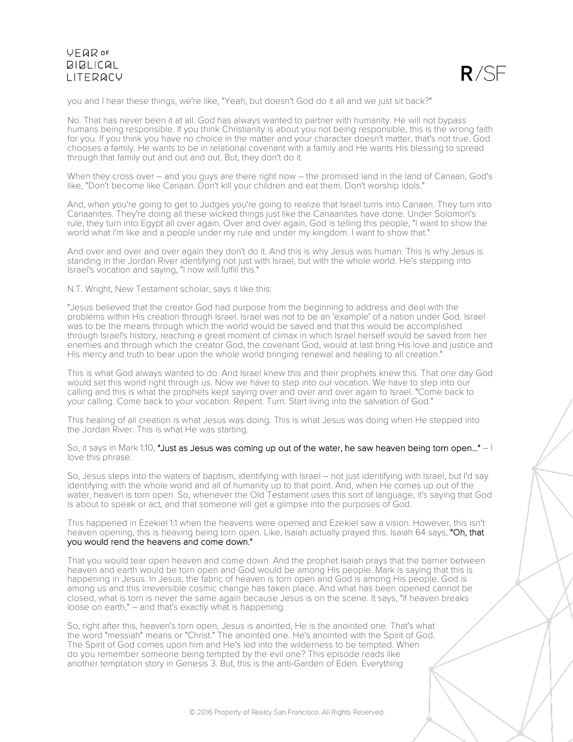you and I hear these things, we're like, "Yeah, but doesn't God do it all and we just sit back?"

No. That has never been it at all. God has always wanted to partner with humanity. He will not bypass humans being responsible. If you think Christianity is about you not being responsible, this is the wrong faith for you. If you think you have no choice in the matter and your character doesn't matter, that's not true. God chooses a family. He wants to be in relational covenant with a family and He wants His blessing to spread through that family out and out and out. But, they don't do it.

When they cross over – and you guys are there right now – the promised land in the land of Canaan, God's like, "Don't become like Canaan. Don't kill your children and eat them. Don't worship idols."

And, when you're going to get to Judges you're going to realize that Israel turns into Canaan. They turn into Canaanites. They're doing all these wicked things just like the Canaanites have done. Under Solomon's rule, they turn into Egypt all over again. Over and over again, God is telling this people, "I want to show the world what I'm like and a people under my rule and under my kingdom. I want to show that."

And over and over and over again they don't do it. And this is why Jesus was human. This is why Jesus is standing in the Jordan River identifying not just with Israel, but with the whole world. He's stepping into Israel's vocation and saying, "I now will fulfill this."

N.T. Wright, New Testament scholar, says it like this:

"Jesus believed that the creator God had purpose from the beginning to address and deal with the problems within His creation through Israel. Israel was not to be an 'example' of a nation under God. Israel was to be the means through which the world would be saved and that this would be accomplished through Israel's history, reaching a great moment of climax in which Israel herself would be saved from her enemies and through which the creator God, the covenant God, would at last bring His love and justice and His mercy and truth to bear upon the whole world bringing renewal and healing to all creation."

This is what God always wanted to do. And Israel knew this and their prophets knew this. That one day God would set this world right through us. Now we have to step into our vocation. We have to step into our calling and this is what the prophets kept saying over and over and over again to Israel. "Come back to your calling. Come back to your vocation. Repent. Turn. Start living into the salvation of God."

This healing of all creation is what Jesus was doing. This is what Jesus was doing when He stepped into the Jordan River. This is what He was starting.

So, it says in Mark 1:10, "Just as Jesus was coming up out of the water, he saw heaven being torn open..." – I love this phrase.

So, Jesus steps into the waters of baptism, identifying with Israel – not just identifying with Israel, but I'd say identifying with the whole world and all of humanity up to that point. And, when He comes up out of the water, heaven is torn open. So, whenever the Old Testament uses this sort of language, it's saying that God is about to speak or act, and that someone will get a glimpse into the purposes of God.

This happened in Ezekiel 1:1 when the heavens were opened and Ezekiel saw a vision. However, this isn't heaven opening, this is heaving being torn open. Like, Isaiah actually prayed this. Isaiah 64 says, "Oh, that you would rend the heavens and come down."

That you would tear open heaven and come down. And the prophet Isaiah prays that the barrier between heaven and earth would be torn open and God would be among His people. Mark is saying that this is happening in Jesus. In Jesus, the fabric of heaven is torn open and God is among His people. God is among us and this irreversible cosmic change has taken place. And what has been opened cannot be closed, what is torn is never the same again because Jesus is on the scene. It says, "If heaven breaks loose on earth," – and that's exactly what is happening.

So, right after this, heaven's torn open, Jesus is anointed, He is the anointed one. That's what the word "messiah" means or "Christ." The anointed one. He's anointed with the Spirit of God. The Spirit of God comes upon him and He's led into the wilderness to be tempted. When do you remember someone being tempted by the evil one? This episode reads like another temptation story in Genesis 3. But, this is the anti-Garden of Eden. Everything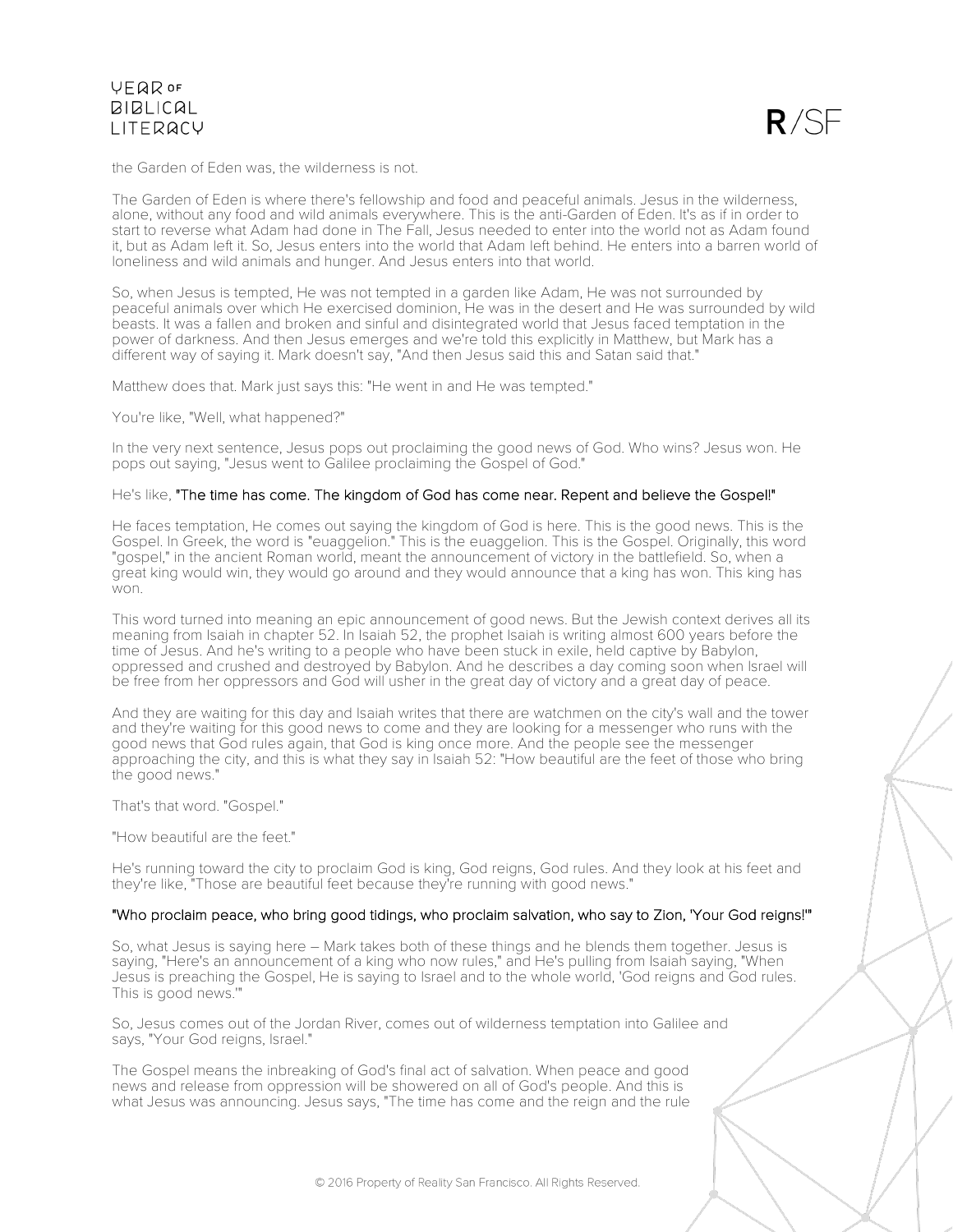the Garden of Eden was, the wilderness is not.

The Garden of Eden is where there's fellowship and food and peaceful animals. Jesus in the wilderness, alone, without any food and wild animals everywhere. This is the anti-Garden of Eden. It's as if in order to start to reverse what Adam had done in The Fall, Jesus needed to enter into the world not as Adam found it, but as Adam left it. So, Jesus enters into the world that Adam left behind. He enters into a barren world of loneliness and wild animals and hunger. And Jesus enters into that world.

So, when Jesus is tempted, He was not tempted in a garden like Adam, He was not surrounded by peaceful animals over which He exercised dominion, He was in the desert and He was surrounded by wild beasts. It was a fallen and broken and sinful and disintegrated world that Jesus faced temptation in the power of darkness. And then Jesus emerges and we're told this explicitly in Matthew, but Mark has a different way of saying it. Mark doesn't say, "And then Jesus said this and Satan said that."

Matthew does that. Mark just says this: "He went in and He was tempted."

You're like, "Well, what happened?"

In the very next sentence, Jesus pops out proclaiming the good news of God. Who wins? Jesus won. He pops out saying, "Jesus went to Galilee proclaiming the Gospel of God."

He's like, **"The time has come. The kingdom of God has come near. Repent and believe the Gospel!"**

He faces temptation, He comes out saying the kingdom of God is here. This is the good news. This is the Gospel. In Greek, the word is "euaggelion." This is the euaggelion. This is the Gospel. Originally, this word "gospel," in the ancient Roman world, meant the announcement of victory in the battlefield. So, when a great king would win, they would go around and they would announce that a king has won. This king has won.

This word turned into meaning an epic announcement of good news. But the Jewish context derives all its meaning from Isaiah in chapter 52. In Isaiah 52, the prophet Isaiah is writing almost 600 years before the time of Jesus. And he's writing to a people who have been stuck in exile, held captive by Babylon, oppressed and crushed and destroyed by Babylon. And he describes a day coming soon when Israel will be free from her oppressors and God will usher in the great day of victory and a great day of peace.

And they are waiting for this day and Isaiah writes that there are watchmen on the city's wall and the tower and they're waiting for this good news to come and they are looking for a messenger who runs with the good news that God rules again, that God is king once more. And the people see the messenger approaching the city, and this is what they say in Isaiah 52: "How beautiful are the feet of those who bring the good news."

That's that word. "Gospel."

"How beautiful are the feet."

He's running toward the city to proclaim God is king, God reigns, God rules. And they look at his feet and they're like, "Those are beautiful feet because they're running with good news."

**"Who proclaim peace, who bring good tidings, who proclaim salvation, who say to Zion, 'Your God reigns!'"**

So, what Jesus is saying here – Mark takes both of these things and he blends them together. Jesus is saying, "Here's an announcement of a king who now rules," and He's pulling from Isaiah saying, "When Jesus is preaching the Gospel, He is saying to Israel and to the whole world, 'God reigns and God rules. This is good news.'"

So, Jesus comes out of the Jordan River, comes out of wilderness temptation into Galilee and says, "Your God reigns, Israel."

The Gospel means the inbreaking of God's final act of salvation. When peace and good news and release from oppression will be showered on all of God's people. And this is what Jesus was announcing. Jesus says, "The time has come and the reign and the rule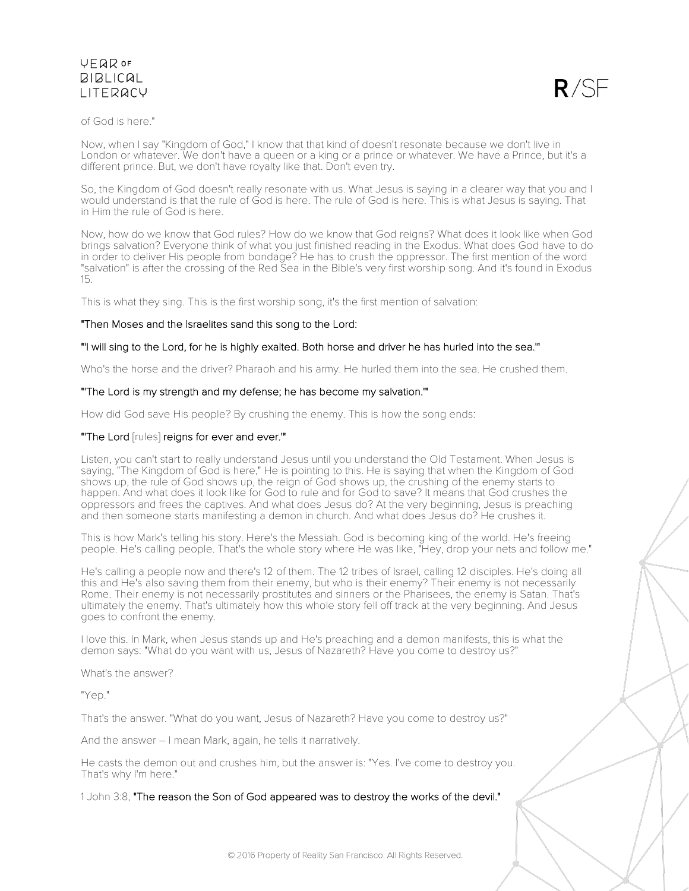of God is here."

Now, when I say "Kingdom of God," I know that that kind of doesn't resonate because we don't live in London or whatever. We don't have a queen or a king or a prince or whatever. We have a Prince, but it's a different prince. But, we don't have royalty like that. Don't even try.

So, the Kingdom of God doesn't really resonate with us. What Jesus is saying in a clearer way that you and I would understand is that the rule of God is here. The rule of God is here. This is what Jesus is saying. That in Him the rule of God is here.

Now, how do we know that God rules? How do we know that God reigns? What does it look like when God brings salvation? Everyone think of what you just finished reading in the Exodus. What does God have to do in order to deliver His people from bondage? He has to crush the oppressor. The first mention of the word "salvation" is after the crossing of the Red Sea in the Bible's very first worship song. And it's found in Exodus 15.

This is what they sing. This is the first worship song, it's the first mention of salvation:

"Then Moses and the Israelites sand this song to the Lord:

"'I will sing to the Lord, for he is highly exalted. Both horse and driver he has hurled into the sea.'"

Who's the horse and the driver? Pharaoh and his army. He hurled them into the sea. He crushed them.

"'The Lord is my strength and my defense; he has become my salvation.'"

How did God save His people? By crushing the enemy. This is how the song ends:

"'The Lord [rules] reigns for ever and ever.'"

Listen, you can't start to really understand Jesus until you understand the Old Testament. When Jesus is saying, "The Kingdom of God is here," He is pointing to this. He is saying that when the Kingdom of God shows up, the rule of God shows up, the reign of God shows up, the crushing of the enemy starts to happen. And what does it look like for God to rule and for God to save? It means that God crushes the oppressors and frees the captives. And what does Jesus do? At the very beginning, Jesus is preaching and then someone starts manifesting a demon in church. And what does Jesus do? He crushes it.

This is how Mark's telling his story. Here's the Messiah. God is becoming king of the world. He's freeing people. He's calling people. That's the whole story where He was like, "Hey, drop your nets and follow me."

He's calling a people now and there's 12 of them. The 12 tribes of Israel, calling 12 disciples. He's doing all this and He's also saving them from their enemy, but who is their enemy? Their enemy is not necessarily Rome. Their enemy is not necessarily prostitutes and sinners or the Pharisees, the enemy is Satan. That's ultimately the enemy. That's ultimately how this whole story fell off track at the very beginning. And Jesus goes to confront the enemy.

I love this. In Mark, when Jesus stands up and He's preaching and a demon manifests, this is what the demon says: "What do you want with us, Jesus of Nazareth? Have you come to destroy us?"

What's the answer?

"Yep."

That's the answer. "What do you want, Jesus of Nazareth? Have you come to destroy us?"

And the answer – I mean Mark, again, he tells it narratively.

He casts the demon out and crushes him, but the answer is: "Yes. I've come to destroy you. That's why I'm here."

1 John 3:8, "The reason the Son of God appeared was to destroy the works of the devil."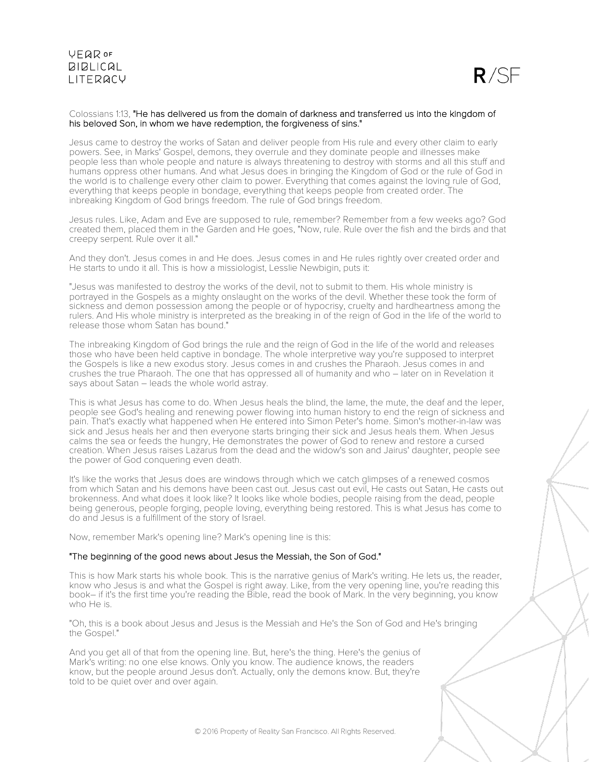Colossians 1:13, **"He has delivered us from the domain of darkness and transferred us into the kingdom of his beloved Son, in whom we have redemption, the forgiveness of sins."**

Jesus came to destroy the works of Satan and deliver people from His rule and every other claim to early powers. See, in Marks' Gospel, demons, they overrule and they dominate people and illnesses make people less than whole people and nature is always threatening to destroy with storms and all this stuff and humans oppress other humans. And what Jesus does in bringing the Kingdom of God or the rule of God in the world is to challenge every other claim to power. Everything that comes against the loving rule of God, everything that keeps people in bondage, everything that keeps people from created order. The inbreaking Kingdom of God brings freedom. The rule of God brings freedom.

Jesus rules. Like, Adam and Eve are supposed to rule, remember? Remember from a few weeks ago? God created them, placed them in the Garden and He goes, "Now, rule. Rule over the fish and the birds and that creepy serpent. Rule over it all."

And they don't. Jesus comes in and He does. Jesus comes in and He rules rightly over created order and He starts to undo it all. This is how a missiologist, Lesslie Newbigin, puts it:

"Jesus was manifested to destroy the works of the devil, not to submit to them. His whole ministry is portrayed in the Gospels as a mighty onslaught on the works of the devil. Whether these took the form of sickness and demon possession among the people or of hypocrisy, cruelty and hardheartness among the rulers. And His whole ministry is interpreted as the breaking in of the reign of God in the life of the world to release those whom Satan has bound."

The inbreaking Kingdom of God brings the rule and the reign of God in the life of the world and releases those who have been held captive in bondage. The whole interpretive way you're supposed to interpret the Gospels is like a new exodus story. Jesus comes in and crushes the Pharaoh. Jesus comes in and crushes the true Pharaoh. The one that has oppressed all of humanity and who – later on in Revelation it says about Satan – leads the whole world astray.

This is what Jesus has come to do. When Jesus heals the blind, the lame, the mute, the deaf and the leper, people see God's healing and renewing power flowing into human history to end the reign of sickness and pain. That's exactly what happened when He entered into Simon Peter's home. Simon's mother-in-law was sick and Jesus heals her and then everyone starts bringing their sick and Jesus heals them. When Jesus calms the sea or feeds the hungry, He demonstrates the power of God to renew and restore a cursed creation. When Jesus raises Lazarus from the dead and the widow's son and Jairus' daughter, people see the power of God conquering even death.

It's like the works that Jesus does are windows through which we catch glimpses of a renewed cosmos from which Satan and his demons have been cast out. Jesus cast out evil, He casts out Satan, He casts out brokenness. And what does it look like? It looks like whole bodies, people raising from the dead, people being generous, people forging, people loving, everything being restored. This is what Jesus has come to do and Jesus is a fulfillment of the story of Israel.

Now, remember Mark's opening line? Mark's opening line is this:

**"The beginning of the good news about Jesus the Messiah, the Son of God."**

This is how Mark starts his whole book. This is the narrative genius of Mark's writing. He lets us, the reader, know who Jesus is and what the Gospel is right away. Like, from the very opening line, you're reading this book– if it's the first time you're reading the Bible, read the book of Mark. In the very beginning, you know who He is.

"Oh, this is a book about Jesus and Jesus is the Messiah and He's the Son of God and He's bringing the Gospel."

And you get all of that from the opening line. But, here's the thing. Here's the genius of Mark's writing: no one else knows. Only you know. The audience knows, the readers know, but the people around Jesus don't. Actually, only the demons know. But, they're told to be quiet over and over again.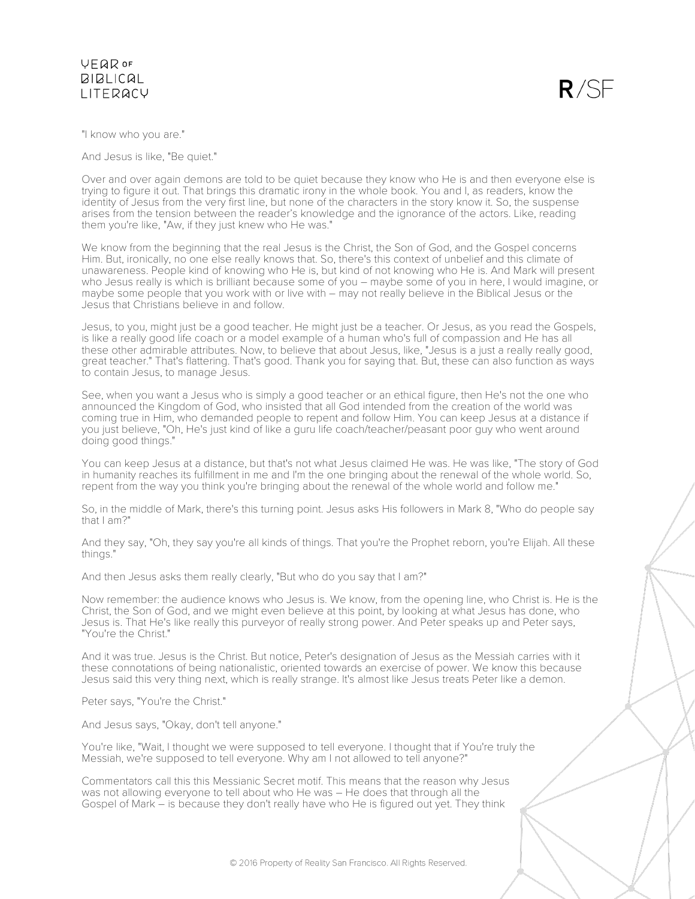"I know who you are."

And Jesus is like, "Be quiet."

Over and over again demons are told to be quiet because they know who He is and then everyone else is trying to figure it out. That brings this dramatic irony in the whole book. You and I, as readers, know the identity of Jesus from the very first line, but none of the characters in the story know it. So, the suspense arises from the tension between the reader's knowledge and the ignorance of the actors. Like, reading them you're like, "Aw, if they just knew who He was."

We know from the beginning that the real Jesus is the Christ, the Son of God, and the Gospel concerns Him. But, ironically, no one else really knows that. So, there's this context of unbelief and this climate of unawareness. People kind of knowing who He is, but kind of not knowing who He is. And Mark will present who Jesus really is which is brilliant because some of you – maybe some of you in here, I would imagine, or maybe some people that you work with or live with – may not really believe in the Biblical Jesus or the Jesus that Christians believe in and follow.

Jesus, to you, might just be a good teacher. He might just be a teacher. Or Jesus, as you read the Gospels, is like a really good life coach or a model example of a human who's full of compassion and He has all these other admirable attributes. Now, to believe that about Jesus, like, "Jesus is a just a really really good, great teacher." That's flattering. That's good. Thank you for saying that. But, these can also function as ways to contain Jesus, to manage Jesus.

See, when you want a Jesus who is simply a good teacher or an ethical figure, then He's not the one who announced the Kingdom of God, who insisted that all God intended from the creation of the world was coming true in Him, who demanded people to repent and follow Him. You can keep Jesus at a distance if you just believe, "Oh, He's just kind of like a guru life coach/teacher/peasant poor guy who went around doing good things."

You can keep Jesus at a distance, but that's not what Jesus claimed He was. He was like, "The story of God in humanity reaches its fulfillment in me and I'm the one bringing about the renewal of the whole world. So, repent from the way you think you're bringing about the renewal of the whole world and follow me."

So, in the middle of Mark, there's this turning point. Jesus asks His followers in Mark 8, "Who do people say that I am?"

And they say, "Oh, they say you're all kinds of things. That you're the Prophet reborn, you're Elijah. All these things."

And then Jesus asks them really clearly, "But who do you say that I am?"

Now remember: the audience knows who Jesus is. We know, from the opening line, who Christ is. He is the Christ, the Son of God, and we might even believe at this point, by looking at what Jesus has done, who Jesus is. That He's like really this purveyor of really strong power. And Peter speaks up and Peter says, "You're the Christ."

And it was true. Jesus is the Christ. But notice, Peter's designation of Jesus as the Messiah carries with it these connotations of being nationalistic, oriented towards an exercise of power. We know this because Jesus said this very thing next, which is really strange. It's almost like Jesus treats Peter like a demon.

Peter says, "You're the Christ."

And Jesus says, "Okay, don't tell anyone."

You're like, "Wait, I thought we were supposed to tell everyone. I thought that if You're truly the Messiah, we're supposed to tell everyone. Why am I not allowed to tell anyone?"

Commentators call this this Messianic Secret motif. This means that the reason why Jesus was not allowing everyone to tell about who He was – He does that through all the Gospel of Mark – is because they don't really have who He is figured out yet. They think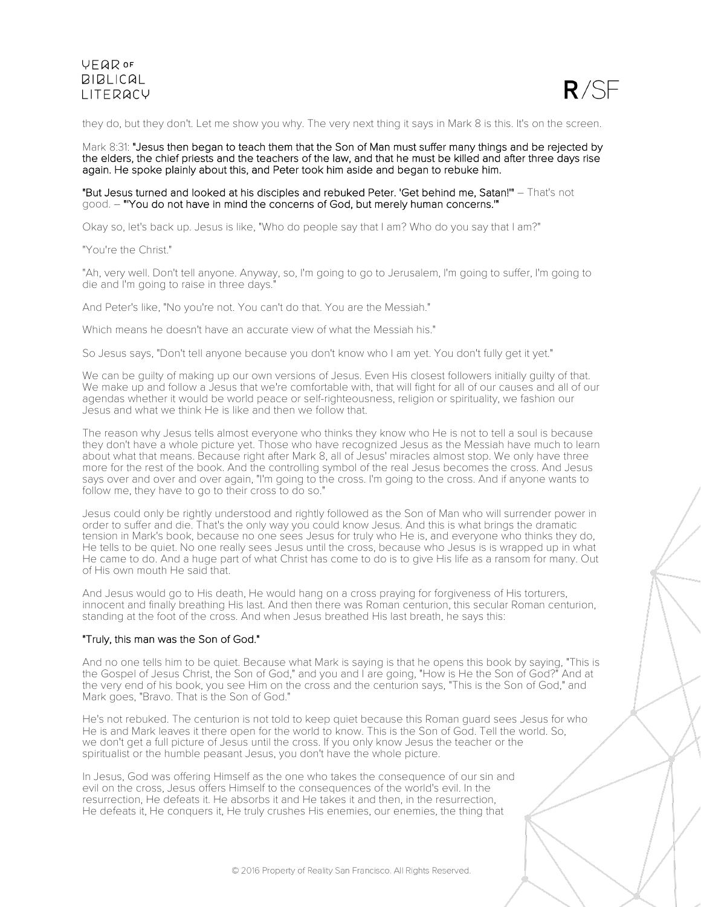they do, but they don't. Let me show you why. The very next thing it says in Mark 8 is this. It's on the screen.

Mark 8:31: **"Jesus then began to teach them that the Son of Man must suffer many things and be rejected by the elders, the chief priests and the teachers of the law, and that he must be killed and after three days rise again. He spoke plainly about this, and Peter took him aside and began to rebuke him.**

**"But Jesus turned and looked at his disciples and rebuked Peter. 'Get behind me, Satan!'"** – That's not good. – **"'You do not have in mind the concerns of God, but merely human concerns.'"**

Okay so, let's back up. Jesus is like, "Who do people say that I am? Who do you say that I am?"

"You're the Christ."

"Ah, very well. Don't tell anyone. Anyway, so, I'm going to go to Jerusalem, I'm going to suffer, I'm going to die and I'm going to raise in three days."

And Peter's like, "No you're not. You can't do that. You are the Messiah."

Which means he doesn't have an accurate view of what the Messiah his."

So Jesus says, "Don't tell anyone because you don't know who I am yet. You don't fully get it yet."

We can be guilty of making up our own versions of Jesus. Even His closest followers initially guilty of that. We make up and follow a Jesus that we're comfortable with, that will fight for all of our causes and all of our agendas whether it would be world peace or self-righteousness, religion or spirituality, we fashion our Jesus and what we think He is like and then we follow that.

The reason why Jesus tells almost everyone who thinks they know who He is not to tell a soul is because they don't have a whole picture yet. Those who have recognized Jesus as the Messiah have much to learn about what that means. Because right after Mark 8, all of Jesus' miracles almost stop. We only have three more for the rest of the book. And the controlling symbol of the real Jesus becomes the cross. And Jesus says over and over again, "I'm going to the cross. I'm going to the cross. And if anyone wants to follow me, they have to go to their cross to do so."

Jesus could only be rightly understood and rightly followed as the Son of Man who will surrender power in order to suffer and die. That's the only way you could know Jesus. And this is what brings the dramatic tension in Mark's book, because no one sees Jesus for truly who He is, and everyone who thinks they do, He tells to be quiet. No one really sees Jesus until the cross, because who Jesus is is wrapped up in what He came to do. And a huge part of what Christ has come to do is to give His life as a ransom for many. Out of His own mouth He said that.

And Jesus would go to His death, He would hang on a cross praying for forgiveness of His torturers, innocent and finally breathing His last. And then there was Roman centurion, this secular Roman centurion, standing at the foot of the cross. And when Jesus breathed His last breath, he says this:

**"Truly, this man was the Son of God."**

And no one tells him to be quiet. Because what Mark is saying is that he opens this book by saying, "This is the Gospel of Jesus Christ, the Son of God," and you and I are going, "How is He the Son of God?" And at the very end of his book, you see Him on the cross and the centurion says, "This is the Son of God," and Mark goes, "Bravo. That is the Son of God."

He's not rebuked. The centurion is not told to keep quiet because this Roman guard sees Jesus for who He is and Mark leaves it there open for the world to know. This is the Son of God. Tell the world. So, we don't get a full picture of Jesus until the cross. If you only know Jesus the teacher or the spiritualist or the humble peasant Jesus, you don't have the whole picture.

In Jesus, God was offering Himself as the one who takes the consequence of our sin and evil on the cross, Jesus offers Himself to the consequences of the world's evil. In the resurrection, He defeats it. He absorbs it and He takes it and then, in the resurrection, He defeats it, He conquers it, He truly crushes His enemies, our enemies, the thing that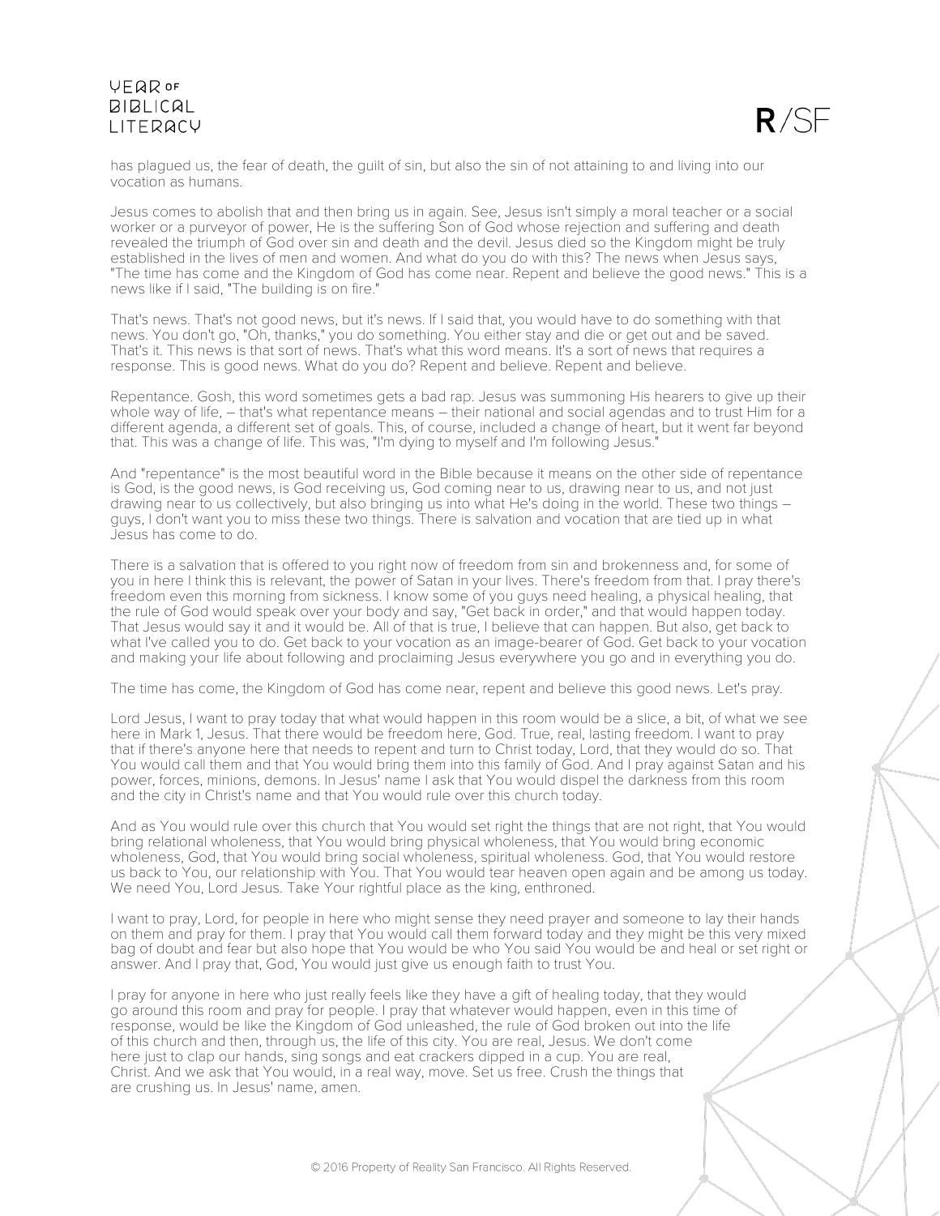has plagued us, the fear of death, the guilt of sin, but also the sin of not attaining to and living into our vocation as humans.

Jesus comes to abolish that and then bring us in again. See, Jesus isn't simply a moral teacher or a social worker or a purveyor of power, He is the suffering Son of God whose rejection and suffering and death revealed the triumph of God over sin and death and the devil. Jesus died so the Kingdom might be truly established in the lives of men and women. And what do you do with this? The news when Jesus says, "The time has come and the Kingdom of God has come near. Repent and believe the good news." This is a news like if I said, "The building is on fire."

That's news. That's not good news, but it's news. If I said that, you would have to do something with that news. You don't go, "Oh, thanks," you do something. You either stay and die or get out and be saved. That's it. This news is that sort of news. That's what this word means. It's a sort of news that requires a response. This is good news. What do you do? Repent and believe. Repent and believe.

Repentance. Gosh, this word sometimes gets a bad rap. Jesus was summoning His hearers to give up their whole way of life, – that's what repentance means – their national and social agendas and to trust Him for a different agenda, a different set of goals. This, of course, included a change of heart, but it went far beyond that. This was a change of life. This was, "I'm dying to myself and I'm following Jesus."

And "repentance" is the most beautiful word in the Bible because it means on the other side of repentance is God, is the good news, is God receiving us, God coming near to us, drawing near to us, and not just drawing near to us collectively, but also bringing us into what He's doing in the world. These two things – guys, I don't want you to miss these two things. There is salvation and vocation that are tied up in what Jesus has come to do.

There is a salvation that is offered to you right now of freedom from sin and brokenness and, for some of you in here I think this is relevant, the power of Satan in your lives. There's freedom from that. I pray there's freedom even this morning from sickness. I know some of you guys need healing, a physical healing, that the rule of God would speak over your body and say, "Get back in order," and that would happen today. That Jesus would say it and it would be. All of that is true, I believe that can happen. But also, get back to what I've called you to do. Get back to your vocation as an image-bearer of God. Get back to your vocation and making your life about following and proclaiming Jesus everywhere you go and in everything you do.

The time has come, the Kingdom of God has come near, repent and believe this good news. Let's pray.

Lord Jesus, I want to pray today that what would happen in this room would be a slice, a bit, of what we see here in Mark 1, Jesus. That there would be freedom here, God. True, real, lasting freedom. I want to pray that if there's anyone here that needs to repent and turn to Christ today, Lord, that they would do so. That You would call them and that You would bring them into this family of God. And I pray against Satan and his power, forces, minions, demons. In Jesus' name I ask that You would dispel the darkness from this room and the city in Christ's name and that You would rule over this church today.

And as You would rule over this church that You would set right the things that are not right, that You would bring relational wholeness, that You would bring physical wholeness, that You would bring economic wholeness, God, that You would bring social wholeness, spiritual wholeness. God, that You would restore us back to You, our relationship with You. That You would tear heaven open again and be among us today. We need You, Lord Jesus. Take Your rightful place as the king, enthroned.

I want to pray, Lord, for people in here who might sense they need prayer and someone to lay their hands on them and pray for them. I pray that You would call them forward today and they might be this very mixed bag of doubt and fear but also hope that You would be who You said You would be and heal or set right or answer. And I pray that, God, You would just give us enough faith to trust You.

I pray for anyone in here who just really feels like they have a gift of healing today, that they would go around this room and pray for people. I pray that whatever would happen, even in this time of response, would be like the Kingdom of God unleashed, the rule of God broken out into the life of this church and then, through us, the life of this city. You are real, Jesus. We don't come here just to clap our hands, sing songs and eat crackers dipped in a cup. You are real, Christ. And we ask that You would, in a real way, move. Set us free. Crush the things that are crushing us. In Jesus' name, amen.